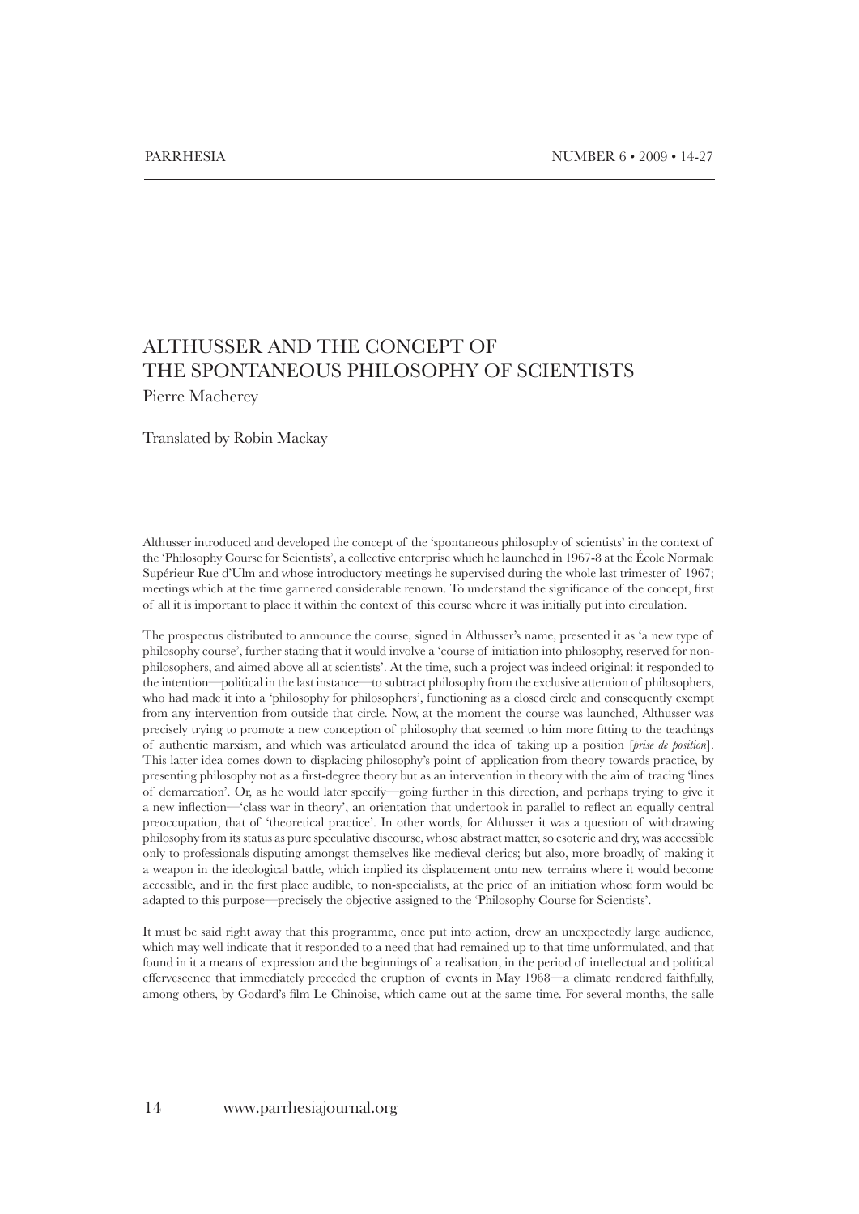# ALTHUSSER AND THE CONCEPT OF THE SPONTANEOUS PHILOSOPHY OF SCIENTISTS

Pierre Macherey

Translated by Robin Mackay

Althusser introduced and developed the concept of the 'spontaneous philosophy of scientists' in the context of the 'Philosophy Course for Scientists', a collective enterprise which he launched in 1967-8 at the École Normale Supérieur Rue d'Ulm and whose introductory meetings he supervised during the whole last trimester of 1967; meetings which at the time garnered considerable renown. To understand the significance of the concept, first of all it is important to place it within the context of this course where it was initially put into circulation.

The prospectus distributed to announce the course, signed in Althusser's name, presented it as 'a new type of philosophy course', further stating that it would involve a 'course of initiation into philosophy, reserved for non-philosophers, and aimed above all at scientists'. At the time, such a project was indeed original: it responded to the intention—political in the last instance—to subtract philosophy from the exclusive attention of philosophers, who had made it into a 'philosophy for philosophers', functioning as a closed circle and consequently exempt from any intervention from outside that circle. Now, at the moment the course was launched, Althusser was precisely trying to promote a new conception of philosophy that seemed to him more fitting to the teachings of authentic marxism, and which was articulated around the idea of taking up a position [*prise de position*]. This latter idea comes down to displacing philosophy's point of application from theory towards practice, by presenting philosophy not as a first-degree theory but as an intervention in theory with the aim of tracing 'lines of demarcation'. Or, as he would later specify—going further in this direction, and perhaps trying to give it a new inflection—'class war in theory', an orientation that undertook in parallel to reflect an equally central preoccupation, that of 'theoretical practice'. In other words, for Althusser it was a question of withdrawing philosophy from its status as pure speculative discourse, whose abstract matter, so esoteric and dry, was accessible only to professionals disputing amongst themselves like medieval clerics; but also, more broadly, of making it a weapon in the ideological battle, which implied its displacement onto new terrains where it would become accessible, and in the first place audible, to non-specialists, at the price of an initiation whose form would be adapted to this purpose—precisely the objective assigned to the 'Philosophy Course for Scientists'.

It must be said right away that this programme, once put into action, drew an unexpectedly large audience, which may well indicate that it responded to a need that had remained up to that time unformulated, and that found in it a means of expression and the beginnings of a realisation, in the period of intellectual and political effervescence that immediately preceded the eruption of events in May 1968—a climate rendered faithfully, among others, by Godard's film Le Chinoise, which came out at the same time. For several months, the salle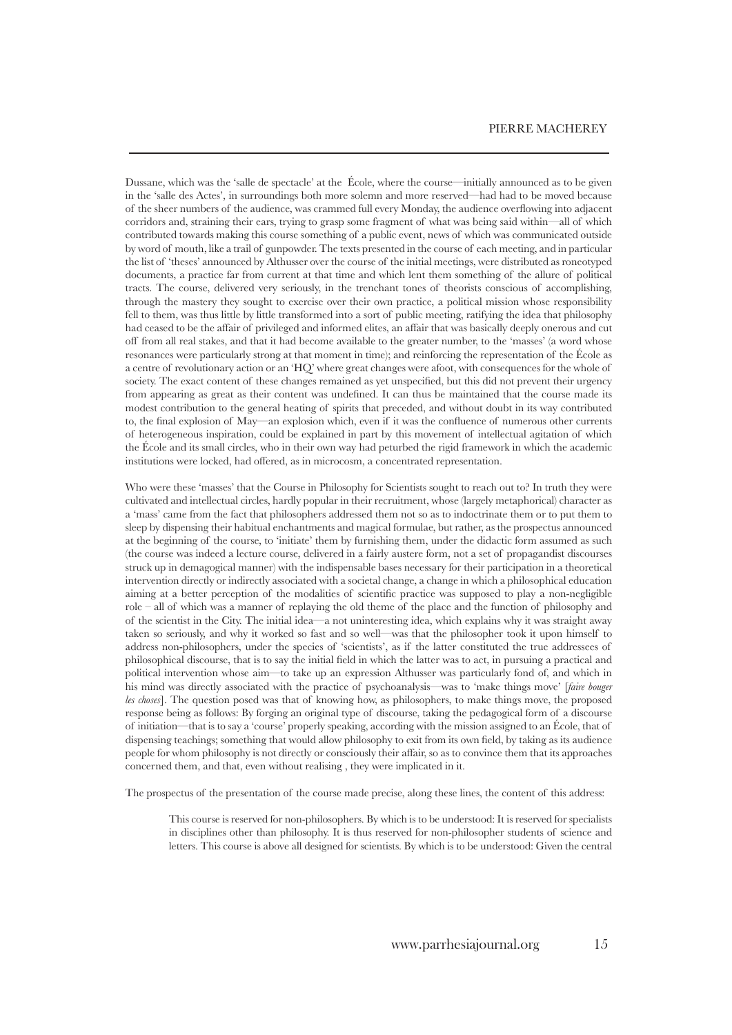Dussane, which was the 'salle de spectacle' at the École, where the course—initially announced as to be given in the 'salle des Actes', in surroundings both more solemn and more reserved—had had to be moved because of the sheer numbers of the audience, was crammed full every Monday, the audience overflowing into adjacent corridors and, straining their ears, trying to grasp some fragment of what was being said within—all of which contributed towards making this course something of a public event, news of which was communicated outside by word of mouth, like a trail of gunpowder. The texts presented in the course of each meeting, and in particular the list of 'theses' announced by Althusser over the course of the initial meetings, were distributed as roneotyped documents, a practice far from current at that time and which lent them something of the allure of political tracts. The course, delivered very seriously, in the trenchant tones of theorists conscious of accomplishing, through the mastery they sought to exercise over their own practice, a political mission whose responsibility fell to them, was thus little by little transformed into a sort of public meeting, ratifying the idea that philosophy had ceased to be the affair of privileged and informed elites, an affair that was basically deeply onerous and cut off from all real stakes, and that it had become available to the greater number, to the 'masses' (a word whose resonances were particularly strong at that moment in time); and reinforcing the representation of the École as a centre of revolutionary action or an 'HQ' where great changes were afoot, with consequences for the whole of society. The exact content of these changes remained as yet unspecified, but this did not prevent their urgency from appearing as great as their content was undefined. It can thus be maintained that the course made its modest contribution to the general heating of spirits that preceded, and without doubt in its way contributed to, the final explosion of May—an explosion which, even if it was the confluence of numerous other currents of heterogeneous inspiration, could be explained in part by this movement of intellectual agitation of which the École and its small circles, who in their own way had peturbed the rigid framework in which the academic institutions were locked, had offered, as in microcosm, a concentrated representation.

Who were these 'masses' that the Course in Philosophy for Scientists sought to reach out to? In truth they were cultivated and intellectual circles, hardly popular in their recruitment, whose (largely metaphorical) character as a 'mass' came from the fact that philosophers addressed them not so as to indoctrinate them or to put them to sleep by dispensing their habitual enchantments and magical formulae, but rather, as the prospectus announced at the beginning of the course, to 'initiate' them by furnishing them, under the didactic form assumed as such (the course was indeed a lecture course, delivered in a fairly austere form, not a set of propagandist discourses struck up in demagogical manner) with the indispensable bases necessary for their participation in a theoretical intervention directly or indirectly associated with a societal change, a change in which a philosophical education aiming at a better perception of the modalities of scientific practice was supposed to play a non-negligible role – all of which was a manner of replaying the old theme of the place and the function of philosophy and of the scientist in the City. The initial idea—a not uninteresting idea, which explains why it was straight away taken so seriously, and why it worked so fast and so well—was that the philosopher took it upon himself to address non-philosophers, under the species of 'scientists', as if the latter constituted the true addressees of philosophical discourse, that is to say the initial field in which the latter was to act, in pursuing a practical and political intervention whose aim—to take up an expression Althusser was particularly fond of, and which in his mind was directly associated with the practice of psychoanalysis—was to 'make things move' [*faire bouger les choses*]. The question posed was that of knowing how, as philosophers, to make things move, the proposed response being as follows: By forging an original type of discourse, taking the pedagogical form of a discourse of initiation—that is to say a 'course' properly speaking, according with the mission assigned to an École, that of dispensing teachings; something that would allow philosophy to exit from its own field, by taking as its audience people for whom philosophy is not directly or consciously their affair, so as to convince them that its approaches concerned them, and that, even without realising , they were implicated in it.

The prospectus of the presentation of the course made precise, along these lines, the content of this address:

> This course is reserved for non-philosophers. By which is to be understood: It is reserved for specialists in disciplines other than philosophy. It is thus reserved for non-philosopher students of science and letters. This course is above all designed for scientists. By which is to be understood: Given the central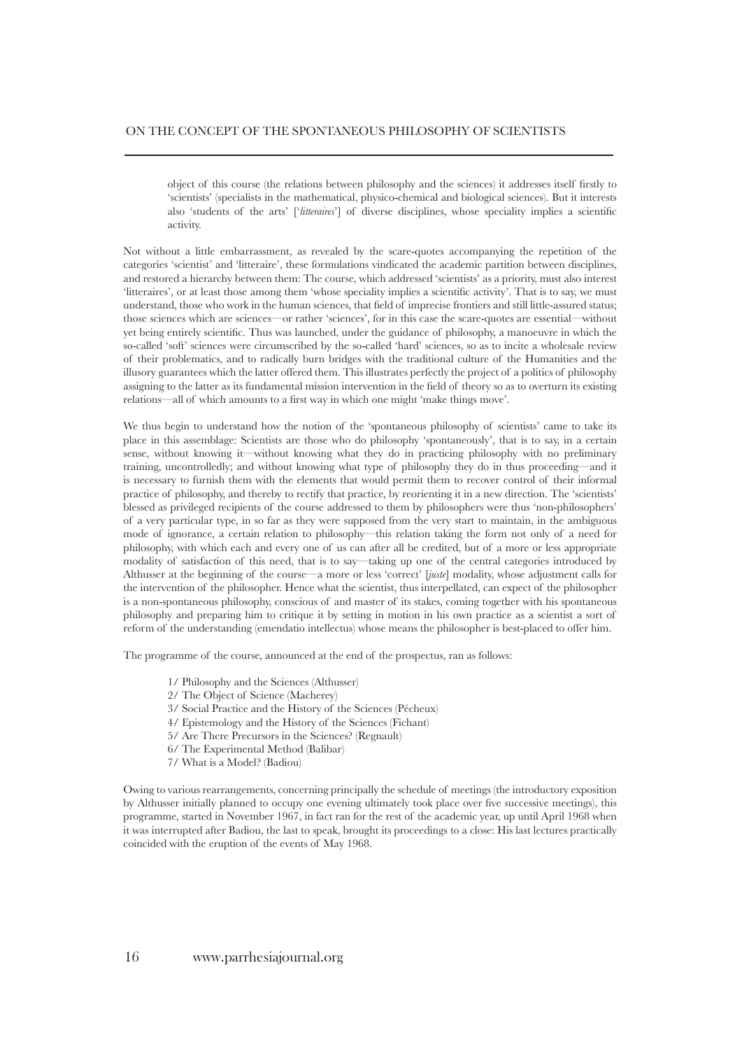> object of this course (the relations between philosophy and the sciences) it addresses itself firstly to 'scientists' (specialists in the mathematical, physico-chemical and biological sciences). But it interests also 'students of the arts' ['*litteraires*'] of diverse disciplines, whose speciality implies a scientific activity.

Not without a little embarrassment, as revealed by the scare-quotes accompanying the repetition of the categories 'scientist' and 'litteraire', these formulations vindicated the academic partition between disciplines, and restored a hierarchy between them: The course, which addressed 'scientists' as a priority, must also interest 'litteraires', or at least those among them 'whose speciality implies a scientific activity'. That is to say, we must understand, those who work in the human sciences, that field of imprecise frontiers and still little-assured status; those sciences which are sciences—or rather 'sciences', for in this case the scare-quotes are essential—without yet being entirely scientific. Thus was launched, under the guidance of philosophy, a manoeuvre in which the so-called 'soft' sciences were circumscribed by the so-called 'hard' sciences, so as to incite a wholesale review of their problematics, and to radically burn bridges with the traditional culture of the Humanities and the illusory guarantees which the latter offered them. This illustrates perfectly the project of a politics of philosophy assigning to the latter as its fundamental mission intervention in the field of theory so as to overturn its existing relations—all of which amounts to a first way in which one might 'make things move'.

We thus begin to understand how the notion of the 'spontaneous philosophy of scientists' came to take its place in this assemblage: Scientists are those who do philosophy 'spontaneously', that is to say, in a certain sense, without knowing it—without knowing what they do in practicing philosophy with no preliminary training, uncontrolledly; and without knowing what type of philosophy they do in thus proceeding—and it is necessary to furnish them with the elements that would permit them to recover control of their informal practice of philosophy, and thereby to rectify that practice, by reorienting it in a new direction. The 'scientists' blessed as privileged recipients of the course addressed to them by philosophers were thus 'non-philosophers' of a very particular type, in so far as they were supposed from the very start to maintain, in the ambiguous mode of ignorance, a certain relation to philosophy—this relation taking the form not only of a need for philosophy, with which each and every one of us can after all be credited, but of a more or less appropriate modality of satisfaction of this need, that is to say—taking up one of the central categories introduced by Althusser at the beginning of the course—a more or less 'correct' [*juste*] modality, whose adjustment calls for the intervention of the philosopher. Hence what the scientist, thus interpellated, can expect of the philosopher is a non-spontaneous philosophy, conscious of and master of its stakes, coming together with his spontaneous philosophy and preparing him to critique it by setting in motion in his own practice as a scientist a sort of reform of the understanding (emendatio intellectus) whose means the philosopher is best-placed to offer him.

The programme of the course, announced at the end of the prospectus, ran as follows:

> 1/ Philosophy and the Sciences (Althusser)
> 2/ The Object of Science (Macherey)
> 3/ Social Practice and the History of the Sciences (Pécheux)
> 4/ Epistemology and the History of the Sciences (Fichant)
> 5/ Are There Precursors in the Sciences? (Regnault)
> 6/ The Experimental Method (Balibar)
> 7/ What is a Model? (Badiou)

Owing to various rearrangements, concerning principally the schedule of meetings (the introductory exposition by Althusser initially planned to occupy one evening ultimately took place over five successive meetings), this programme, started in November 1967, in fact ran for the rest of the academic year, up until April 1968 when it was interrupted after Badiou, the last to speak, brought its proceedings to a close: His last lectures practically coincided with the eruption of the events of May 1968.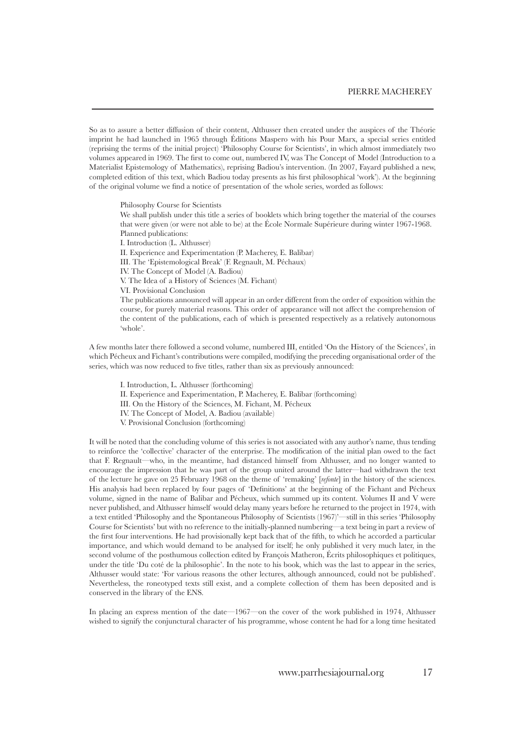So as to assure a better diffusion of their content, Althusser then created under the auspices of the Théorie imprint he had launched in 1965 through Éditions Maspero with his Pour Marx, a special series entitled (reprising the terms of the initial project) 'Philosophy Course for Scientists', in which almost immediately two volumes appeared in 1969. The first to come out, numbered IV, was The Concept of Model (Introduction to a Materialist Epistemology of Mathematics), reprising Badiou's intervention. (In 2007, Fayard published a new, completed edition of this text, which Badiou today presents as his first philosophical 'work'). At the beginning of the original volume we find a notice of presentation of the whole series, worded as follows:

> Philosophy Course for Scientists
>
> We shall publish under this title a series of booklets which bring together the material of the courses that were given (or were not able to be) at the École Normale Supérieure during winter 1967-1968.
>
> Planned publications:
>
> I. Introduction (L. Althusser)
>
> II. Experience and Experimentation (P. Macherey, E. Balibar)
>
> III. The 'Epistemological Break' (F. Regnault, M. Péchaux)
>
> IV. The Concept of Model (A. Badiou)
>
> V. The Idea of a History of Sciences (M. Fichant)
>
> VI. Provisional Conclusion
>
> The publications announced will appear in an order different from the order of exposition within the course, for purely material reasons. This order of appearance will not affect the comprehension of the content of the publications, each of which is presented respectively as a relatively autonomous 'whole'.

A few months later there followed a second volume, numbered III, entitled 'On the History of the Sciences', in which Pécheux and Fichant's contributions were compiled, modifying the preceding organisational order of the series, which was now reduced to five titles, rather than six as previously announced:

> I. Introduction, L. Althusser (forthcoming)
>
> II. Experience and Experimentation, P. Macherey, E. Balibar (forthcoming)
>
> III. On the History of the Sciences, M. Fichant, M. Pécheux
>
> IV. The Concept of Model, A. Badiou (available)
>
> V. Provisional Conclusion (forthcoming)

It will be noted that the concluding volume of this series is not associated with any author's name, thus tending to reinforce the 'collective' character of the enterprise. The modification of the initial plan owed to the fact that F. Regnault—who, in the meantime, had distanced himself from Althusser, and no longer wanted to encourage the impression that he was part of the group united around the latter—had withdrawn the text of the lecture he gave on 25 February 1968 on the theme of 'remaking' [*refonte*] in the history of the sciences. His analysis had been replaced by four pages of 'Definitions' at the beginning of the Fichant and Pécheux volume, signed in the name of Balibar and Pécheux, which summed up its content. Volumes II and V were never published, and Althusser himself would delay many years before he returned to the project in 1974, with a text entitled 'Philosophy and the Spontaneous Philosophy of Scientists (1967)'—still in this series 'Philosophy Course for Scientists' but with no reference to the initially-planned numbering—a text being in part a review of the first four interventions. He had provisionally kept back that of the fifth, to which he accorded a particular importance, and which would demand to be analysed for itself; he only published it very much later, in the second volume of the posthumous collection edited by François Matheron, Écrits philosophiques et politiques, under the title 'Du coté de la philosophie'. In the note to his book, which was the last to appear in the series, Althusser would state: 'For various reasons the other lectures, although announced, could not be published'. Nevertheless, the roneotyped texts still exist, and a complete collection of them has been deposited and is conserved in the library of the ENS.

In placing an express mention of the date—1967—on the cover of the work published in 1974, Althusser wished to signify the conjunctural character of his programme, whose content he had for a long time hesitated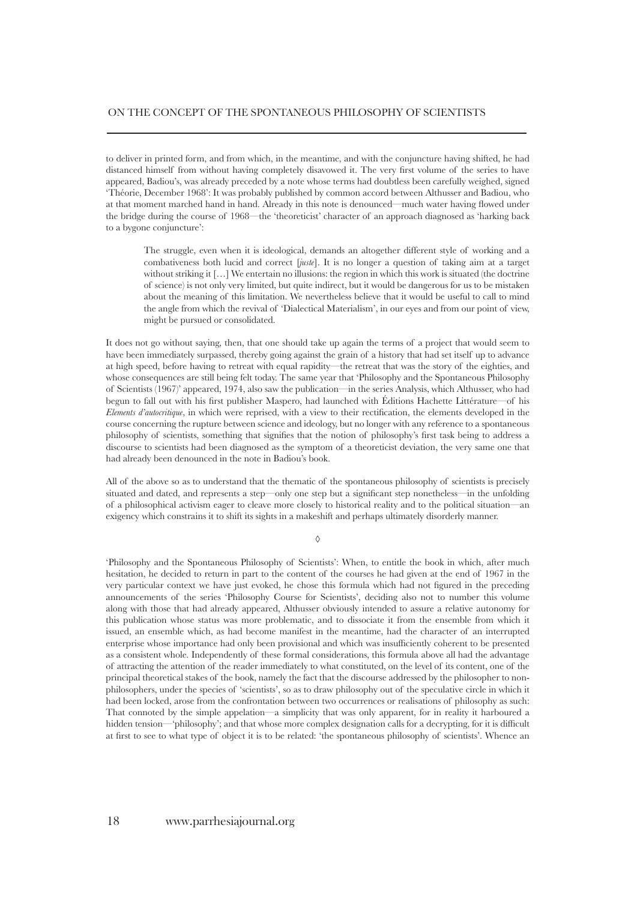to deliver in printed form, and from which, in the meantime, and with the conjuncture having shifted, he had distanced himself from without having completely disavowed it. The very first volume of the series to have appeared, Badiou's, was already preceded by a note whose terms had doubtless been carefully weighed, signed 'Théorie, December 1968': It was probably published by common accord between Althusser and Badiou, who at that moment marched hand in hand. Already in this note is denounced—much water having flowed under the bridge during the course of 1968—the 'theoreticist' character of an approach diagnosed as 'harking back to a bygone conjuncture':

> The struggle, even when it is ideological, demands an altogether different style of working and a combativeness both lucid and correct [*juste*]. It is no longer a question of taking aim at a target without striking it […] We entertain no illusions: the region in which this work is situated (the doctrine of science) is not only very limited, but quite indirect, but it would be dangerous for us to be mistaken about the meaning of this limitation. We nevertheless believe that it would be useful to call to mind the angle from which the revival of 'Dialectical Materialism', in our eyes and from our point of view, might be pursued or consolidated.

It does not go without saying, then, that one should take up again the terms of a project that would seem to have been immediately surpassed, thereby going against the grain of a history that had set itself up to advance at high speed, before having to retreat with equal rapidity—the retreat that was the story of the eighties, and whose consequences are still being felt today. The same year that 'Philosophy and the Spontaneous Philosophy of Scientists (1967)' appeared, 1974, also saw the publication—in the series Analysis, which Althusser, who had begun to fall out with his first publisher Maspero, had launched with Éditions Hachette Littérature—of his *Elements d'autocritique*, in which were reprised, with a view to their rectification, the elements developed in the course concerning the rupture between science and ideology, but no longer with any reference to a spontaneous philosophy of scientists, something that signifies that the notion of philosophy's first task being to address a discourse to scientists had been diagnosed as the symptom of a theoreticist deviation, the very same one that had already been denounced in the note in Badiou's book.

All of the above so as to understand that the thematic of the spontaneous philosophy of scientists is precisely situated and dated, and represents a step—only one step but a significant step nonetheless—in the unfolding of a philosophical activism eager to cleave more closely to historical reality and to the political situation—an exigency which constrains it to shift its sights in a makeshift and perhaps ultimately disorderly manner.

◊

'Philosophy and the Spontaneous Philosophy of Scientists': When, to entitle the book in which, after much hesitation, he decided to return in part to the content of the courses he had given at the end of 1967 in the very particular context we have just evoked, he chose this formula which had not figured in the preceding announcements of the series 'Philosophy Course for Scientists', deciding also not to number this volume along with those that had already appeared, Althusser obviously intended to assure a relative autonomy for this publication whose status was more problematic, and to dissociate it from the ensemble from which it issued, an ensemble which, as had become manifest in the meantime, had the character of an interrupted enterprise whose importance had only been provisional and which was insufficiently coherent to be presented as a consistent whole. Independently of these formal considerations, this formula above all had the advantage of attracting the attention of the reader immediately to what constituted, on the level of its content, one of the principal theoretical stakes of the book, namely the fact that the discourse addressed by the philosopher to non-philosophers, under the species of 'scientists', so as to draw philosophy out of the speculative circle in which it had been locked, arose from the confrontation between two occurrences or realisations of philosophy as such: That connoted by the simple appelation—a simplicity that was only apparent, for in reality it harboured a hidden tension—'philosophy'; and that whose more complex designation calls for a decrypting, for it is difficult at first to see to what type of object it is to be related: 'the spontaneous philosophy of scientists'. Whence an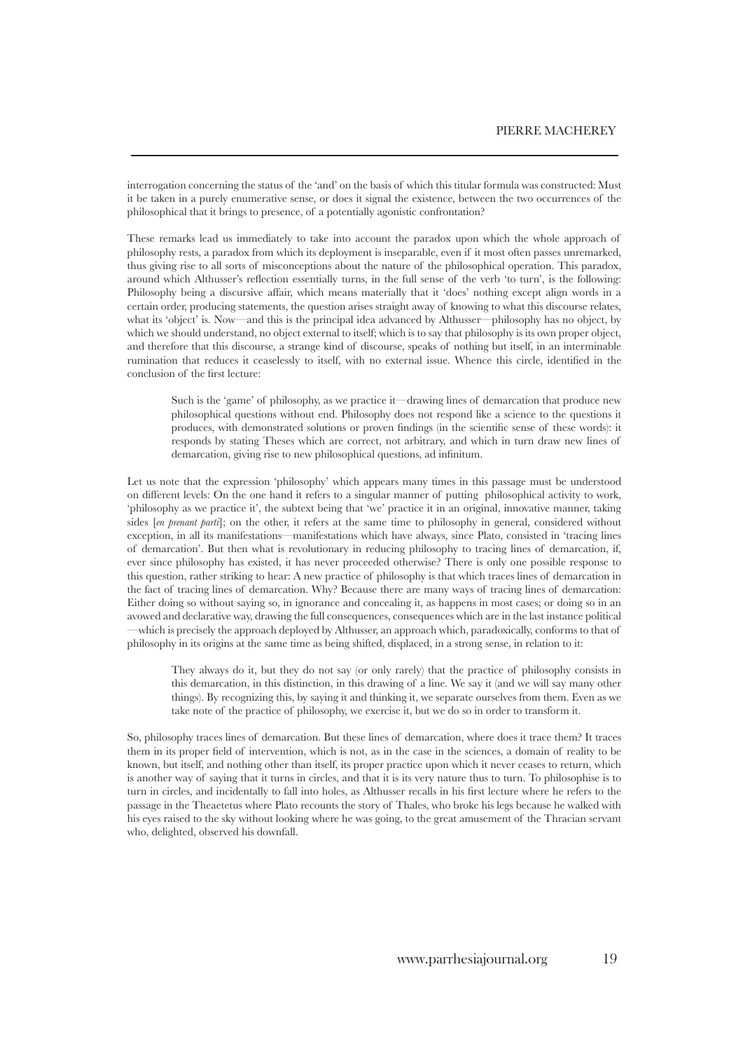interrogation concerning the status of the 'and' on the basis of which this titular formula was constructed: Must it be taken in a purely enumerative sense, or does it signal the existence, between the two occurrences of the philosophical that it brings to presence, of a potentially agonistic confrontation?

These remarks lead us immediately to take into account the paradox upon which the whole approach of philosophy rests, a paradox from which its deployment is inseparable, even if it most often passes unremarked, thus giving rise to all sorts of misconceptions about the nature of the philosophical operation. This paradox, around which Althusser's reflection essentially turns, in the full sense of the verb 'to turn', is the following: Philosophy being a discursive affair, which means materially that it 'does' nothing except align words in a certain order, producing statements, the question arises straight away of knowing to what this discourse relates, what its 'object' is. Now—and this is the principal idea advanced by Althusser—philosophy has no object, by which we should understand, no object external to itself; which is to say that philosophy is its own proper object, and therefore that this discourse, a strange kind of discourse, speaks of nothing but itself, in an interminable rumination that reduces it ceaselessly to itself, with no external issue. Whence this circle, identified in the conclusion of the first lecture:

> Such is the 'game' of philosophy, as we practice it—drawing lines of demarcation that produce new philosophical questions without end. Philosophy does not respond like a science to the questions it produces, with demonstrated solutions or proven findings (in the scientific sense of these words): it responds by stating Theses which are correct, not arbitrary, and which in turn draw new lines of demarcation, giving rise to new philosophical questions, ad infinitum.

Let us note that the expression 'philosophy' which appears many times in this passage must be understood on different levels: On the one hand it refers to a singular manner of putting philosophical activity to work, 'philosophy as we practice it', the subtext being that 'we' practice it in an original, innovative manner, taking sides [*en prenant parti*]; on the other, it refers at the same time to philosophy in general, considered without exception, in all its manifestations—manifestations which have always, since Plato, consisted in 'tracing lines of demarcation'. But then what is revolutionary in reducing philosophy to tracing lines of demarcation, if, ever since philosophy has existed, it has never proceeded otherwise? There is only one possible response to this question, rather striking to hear: A new practice of philosophy is that which traces lines of demarcation in the fact of tracing lines of demarcation. Why? Because there are many ways of tracing lines of demarcation: Either doing so without saying so, in ignorance and concealing it, as happens in most cases; or doing so in an avowed and declarative way, drawing the full consequences, consequences which are in the last instance political —which is precisely the approach deployed by Althusser, an approach which, paradoxically, conforms to that of philosophy in its origins at the same time as being shifted, displaced, in a strong sense, in relation to it:

> They always do it, but they do not say (or only rarely) that the practice of philosophy consists in this demarcation, in this distinction, in this drawing of a line. We say it (and we will say many other things). By recognizing this, by saying it and thinking it, we separate ourselves from them. Even as we take note of the practice of philosophy, we exercise it, but we do so in order to transform it.

So, philosophy traces lines of demarcation. But these lines of demarcation, where does it trace them? It traces them in its proper field of intervention, which is not, as in the case in the sciences, a domain of reality to be known, but itself, and nothing other than itself, its proper practice upon which it never ceases to return, which is another way of saying that it turns in circles, and that it is its very nature thus to turn. To philosophise is to turn in circles, and incidentally to fall into holes, as Althusser recalls in his first lecture where he refers to the passage in the Theaetetus where Plato recounts the story of Thales, who broke his legs because he walked with his eyes raised to the sky without looking where he was going, to the great amusement of the Thracian servant who, delighted, observed his downfall.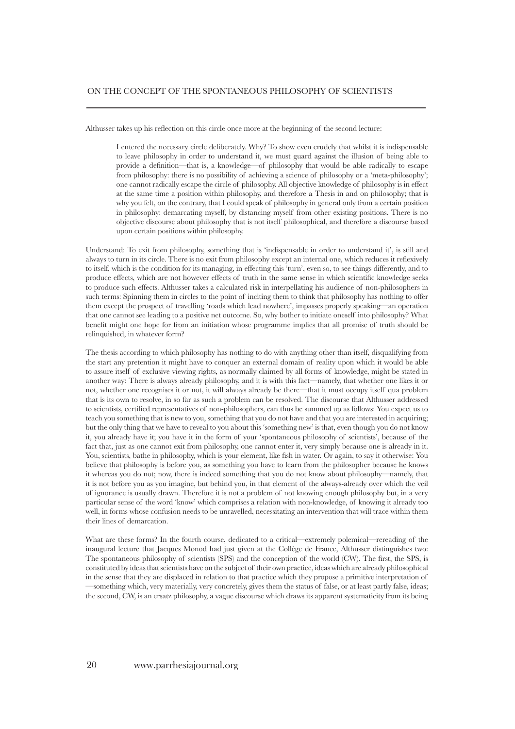Althusser takes up his reflection on this circle once more at the beginning of the second lecture:

> I entered the necessary circle deliberately. Why? To show even crudely that whilst it is indispensable to leave philosophy in order to understand it, we must guard against the illusion of being able to provide a definition—that is, a knowledge—of philosophy that would be able radically to escape from philosophy: there is no possibility of achieving a science of philosophy or a 'meta-philosophy'; one cannot radically escape the circle of philosophy. All objective knowledge of philosophy is in effect at the same time a position within philosophy, and therefore a Thesis in and on philosophy; that is why you felt, on the contrary, that I could speak of philosophy in general only from a certain position in philosophy: demarcating myself, by distancing myself from other existing positions. There is no objective discourse about philosophy that is not itself philosophical, and therefore a discourse based upon certain positions within philosophy.

Understand: To exit from philosophy, something that is 'indispensable in order to understand it', is still and always to turn in its circle. There is no exit from philosophy except an internal one, which reduces it reflexively to itself, which is the condition for its managing, in effecting this 'turn', even so, to see things differently, and to produce effects, which are not however effects of truth in the same sense in which scientific knowledge seeks to produce such effects. Althusser takes a calculated risk in interpellating his audience of non-philosophers in such terms: Spinning them in circles to the point of inciting them to think that philosophy has nothing to offer them except the prospect of travelling 'roads which lead nowhere', impasses properly speaking—an operation that one cannot see leading to a positive net outcome. So, why bother to initiate oneself into philosophy? What benefit might one hope for from an initiation whose programme implies that all promise of truth should be relinquished, in whatever form?

The thesis according to which philosophy has nothing to do with anything other than itself, disqualifying from the start any pretention it might have to conquer an external domain of reality upon which it would be able to assure itself of exclusive viewing rights, as normally claimed by all forms of knowledge, might be stated in another way: There is always already philosophy, and it is with this fact—namely, that whether one likes it or not, whether one recognises it or not, it will always already be there—that it must occupy itself qua problem that is its own to resolve, in so far as such a problem can be resolved. The discourse that Althusser addressed to scientists, certified representatives of non-philosophers, can thus be summed up as follows: You expect us to teach you something that is new to you, something that you do not have and that you are interested in acquiring; but the only thing that we have to reveal to you about this 'something new' is that, even though you do not know it, you already have it; you have it in the form of your 'spontaneous philosophy of scientists', because of the fact that, just as one cannot exit from philosophy, one cannot enter it, very simply because one is already in it. You, scientists, bathe in philosophy, which is your element, like fish in water. Or again, to say it otherwise: You believe that philosophy is before you, as something you have to learn from the philosopher because he knows it whereas you do not; now, there is indeed something that you do not know about philosophy—namely, that it is not before you as you imagine, but behind you, in that element of the always-already over which the veil of ignorance is usually drawn. Therefore it is not a problem of not knowing enough philosophy but, in a very particular sense of the word 'know' which comprises a relation with non-knowledge, of knowing it already too well, in forms whose confusion needs to be unravelled, necessitating an intervention that will trace within them their lines of demarcation.

What are these forms? In the fourth course, dedicated to a critical—extremely polemical—rereading of the inaugural lecture that Jacques Monod had just given at the Collège de France, Althusser distinguishes two: The spontaneous philosophy of scientists (SPS) and the conception of the world (CW). The first, the SPS, is constituted by ideas that scientists have on the subject of their own practice, ideas which are already philosophical in the sense that they are displaced in relation to that practice which they propose a primitive interpretation of—something which, very materially, very concretely, gives them the status of false, or at least partly false, ideas; the second, CW, is an ersatz philosophy, a vague discourse which draws its apparent systematicity from its being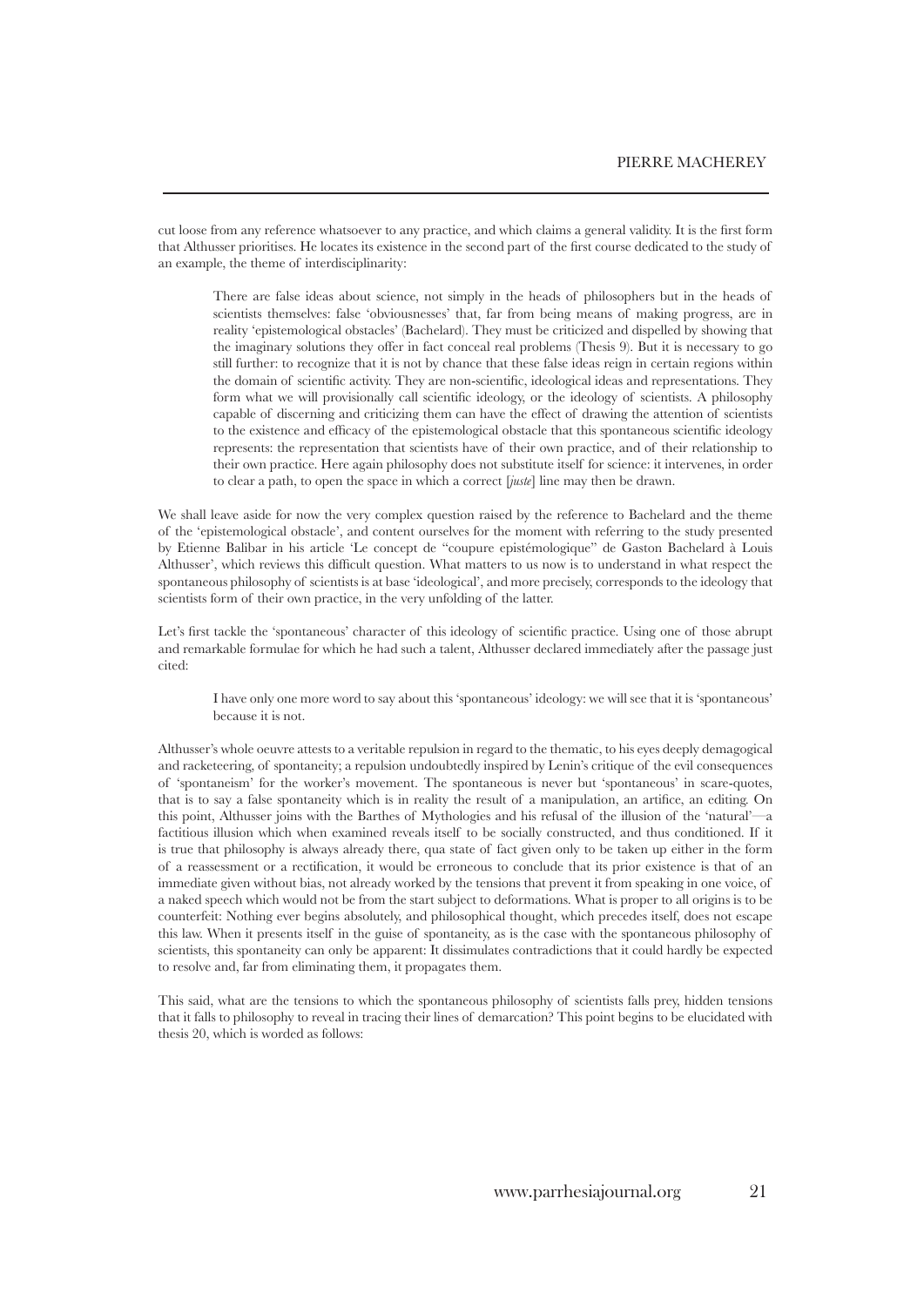cut loose from any reference whatsoever to any practice, and which claims a general validity. It is the first form that Althusser prioritises. He locates its existence in the second part of the first course dedicated to the study of an example, the theme of interdisciplinarity:

> There are false ideas about science, not simply in the heads of philosophers but in the heads of scientists themselves: false 'obviousnesses' that, far from being means of making progress, are in reality 'epistemological obstacles' (Bachelard). They must be criticized and dispelled by showing that the imaginary solutions they offer in fact conceal real problems (Thesis 9). But it is necessary to go still further: to recognize that it is not by chance that these false ideas reign in certain regions within the domain of scientific activity. They are non-scientific, ideological ideas and representations. They form what we will provisionally call scientific ideology, or the ideology of scientists. A philosophy capable of discerning and criticizing them can have the effect of drawing the attention of scientists to the existence and efficacy of the epistemological obstacle that this spontaneous scientific ideology represents: the representation that scientists have of their own practice, and of their relationship to their own practice. Here again philosophy does not substitute itself for science: it intervenes, in order to clear a path, to open the space in which a correct [*juste*] line may then be drawn.

We shall leave aside for now the very complex question raised by the reference to Bachelard and the theme of the 'epistemological obstacle', and content ourselves for the moment with referring to the study presented by Etienne Balibar in his article 'Le concept de "coupure epistémologique" de Gaston Bachelard à Louis Althusser', which reviews this difficult question. What matters to us now is to understand in what respect the spontaneous philosophy of scientists is at base 'ideological', and more precisely, corresponds to the ideology that scientists form of their own practice, in the very unfolding of the latter.

Let's first tackle the 'spontaneous' character of this ideology of scientific practice. Using one of those abrupt and remarkable formulae for which he had such a talent, Althusser declared immediately after the passage just cited:

> I have only one more word to say about this 'spontaneous' ideology: we will see that it is 'spontaneous' because it is not.

Althusser's whole oeuvre attests to a veritable repulsion in regard to the thematic, to his eyes deeply demagogical and racketeering, of spontaneity; a repulsion undoubtedly inspired by Lenin's critique of the evil consequences of 'spontaneism' for the worker's movement. The spontaneous is never but 'spontaneous' in scare-quotes, that is to say a false spontaneity which is in reality the result of a manipulation, an artifice, an editing. On this point, Althusser joins with the Barthes of Mythologies and his refusal of the illusion of the 'natural'—a factitious illusion which when examined reveals itself to be socially constructed, and thus conditioned. If it is true that philosophy is always already there, qua state of fact given only to be taken up either in the form of a reassessment or a rectification, it would be erroneous to conclude that its prior existence is that of an immediate given without bias, not already worked by the tensions that prevent it from speaking in one voice, of a naked speech which would not be from the start subject to deformations. What is proper to all origins is to be counterfeit: Nothing ever begins absolutely, and philosophical thought, which precedes itself, does not escape this law. When it presents itself in the guise of spontaneity, as is the case with the spontaneous philosophy of scientists, this spontaneity can only be apparent: It dissimulates contradictions that it could hardly be expected to resolve and, far from eliminating them, it propagates them.

This said, what are the tensions to which the spontaneous philosophy of scientists falls prey, hidden tensions that it falls to philosophy to reveal in tracing their lines of demarcation? This point begins to be elucidated with thesis 20, which is worded as follows: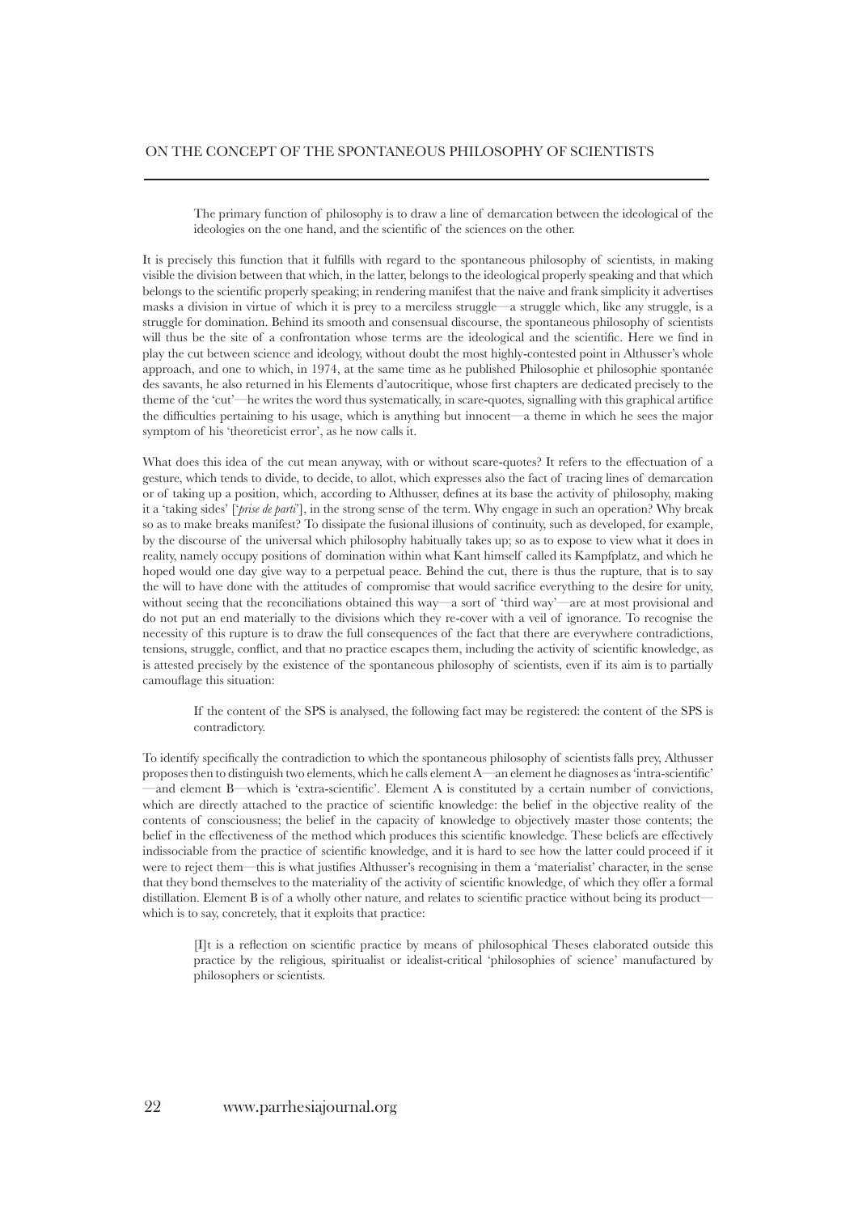> The primary function of philosophy is to draw a line of demarcation between the ideological of the ideologies on the one hand, and the scientific of the sciences on the other.

It is precisely this function that it fulfills with regard to the spontaneous philosophy of scientists, in making visible the division between that which, in the latter, belongs to the ideological properly speaking and that which belongs to the scientific properly speaking; in rendering manifest that the naive and frank simplicity it advertises masks a division in virtue of which it is prey to a merciless struggle—a struggle which, like any struggle, is a struggle for domination. Behind its smooth and consensual discourse, the spontaneous philosophy of scientists will thus be the site of a confrontation whose terms are the ideological and the scientific. Here we find in play the cut between science and ideology, without doubt the most highly-contested point in Althusser's whole approach, and one to which, in 1974, at the same time as he published Philosophie et philosophie spontanée des savants, he also returned in his Elements d'autocritique, whose first chapters are dedicated precisely to the theme of the 'cut'—he writes the word thus systematically, in scare-quotes, signalling with this graphical artifice the difficulties pertaining to his usage, which is anything but innocent—a theme in which he sees the major symptom of his 'theoreticist error', as he now calls it.

What does this idea of the cut mean anyway, with or without scare-quotes? It refers to the effectuation of a gesture, which tends to divide, to decide, to allot, which expresses also the fact of tracing lines of demarcation or of taking up a position, which, according to Althusser, defines at its base the activity of philosophy, making it a 'taking sides' ['*prise de parti*'], in the strong sense of the term. Why engage in such an operation? Why break so as to make breaks manifest? To dissipate the fusional illusions of continuity, such as developed, for example, by the discourse of the universal which philosophy habitually takes up; so as to expose to view what it does in reality, namely occupy positions of domination within what Kant himself called its Kampfplatz, and which he hoped would one day give way to a perpetual peace. Behind the cut, there is thus the rupture, that is to say the will to have done with the attitudes of compromise that would sacrifice everything to the desire for unity, without seeing that the reconciliations obtained this way—a sort of 'third way'—are at most provisional and do not put an end materially to the divisions which they re-cover with a veil of ignorance. To recognise the necessity of this rupture is to draw the full consequences of the fact that there are everywhere contradictions, tensions, struggle, conflict, and that no practice escapes them, including the activity of scientific knowledge, as is attested precisely by the existence of the spontaneous philosophy of scientists, even if its aim is to partially camouflage this situation:

> If the content of the SPS is analysed, the following fact may be registered: the content of the SPS is contradictory.

To identify specifically the contradiction to which the spontaneous philosophy of scientists falls prey, Althusser proposes then to distinguish two elements, which he calls element A—an element he diagnoses as 'intra-scientific'—and element B—which is 'extra-scientific'. Element A is constituted by a certain number of convictions, which are directly attached to the practice of scientific knowledge: the belief in the objective reality of the contents of consciousness; the belief in the capacity of knowledge to objectively master those contents; the belief in the effectiveness of the method which produces this scientific knowledge. These beliefs are effectively indissociable from the practice of scientific knowledge, and it is hard to see how the latter could proceed if it were to reject them—this is what justifies Althusser's recognising in them a 'materialist' character, in the sense that they bond themselves to the materiality of the activity of scientific knowledge, of which they offer a formal distillation. Element B is of a wholly other nature, and relates to scientific practice without being its product—which is to say, concretely, that it exploits that practice:

> [I]t is a reflection on scientific practice by means of philosophical Theses elaborated outside this practice by the religious, spiritualist or idealist-critical 'philosophies of science' manufactured by philosophers or scientists.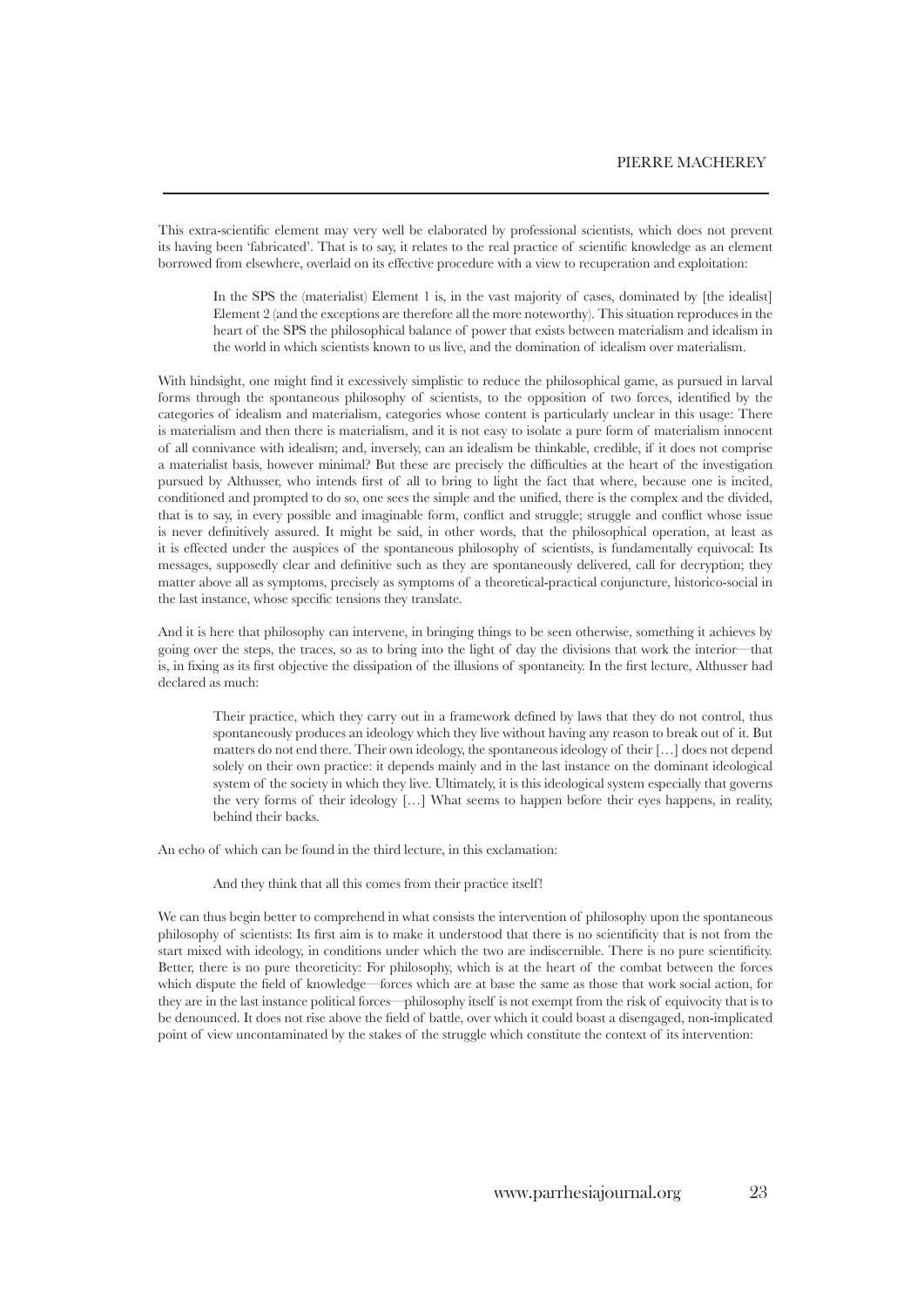This extra-scientific element may very well be elaborated by professional scientists, which does not prevent its having been 'fabricated'. That is to say, it relates to the real practice of scientific knowledge as an element borrowed from elsewhere, overlaid on its effective procedure with a view to recuperation and exploitation:

> In the SPS the (materialist) Element 1 is, in the vast majority of cases, dominated by [the idealist] Element 2 (and the exceptions are therefore all the more noteworthy). This situation reproduces in the heart of the SPS the philosophical balance of power that exists between materialism and idealism in the world in which scientists known to us live, and the domination of idealism over materialism.

With hindsight, one might find it excessively simplistic to reduce the philosophical game, as pursued in larval forms through the spontaneous philosophy of scientists, to the opposition of two forces, identified by the categories of idealism and materialism, categories whose content is particularly unclear in this usage: There is materialism and then there is materialism, and it is not easy to isolate a pure form of materialism innocent of all connivance with idealism; and, inversely, can an idealism be thinkable, credible, if it does not comprise a materialist basis, however minimal? But these are precisely the difficulties at the heart of the investigation pursued by Althusser, who intends first of all to bring to light the fact that where, because one is incited, conditioned and prompted to do so, one sees the simple and the unified, there is the complex and the divided, that is to say, in every possible and imaginable form, conflict and struggle; struggle and conflict whose issue is never definitively assured. It might be said, in other words, that the philosophical operation, at least as it is effected under the auspices of the spontaneous philosophy of scientists, is fundamentally equivocal: Its messages, supposedly clear and definitive such as they are spontaneously delivered, call for decryption; they matter above all as symptoms, precisely as symptoms of a theoretical-practical conjuncture, historico-social in the last instance, whose specific tensions they translate.

And it is here that philosophy can intervene, in bringing things to be seen otherwise, something it achieves by going over the steps, the traces, so as to bring into the light of day the divisions that work the interior—that is, in fixing as its first objective the dissipation of the illusions of spontaneity. In the first lecture, Althusser had declared as much:

> Their practice, which they carry out in a framework defined by laws that they do not control, thus spontaneously produces an ideology which they live without having any reason to break out of it. But matters do not end there. Their own ideology, the spontaneous ideology of their […] does not depend solely on their own practice: it depends mainly and in the last instance on the dominant ideological system of the society in which they live. Ultimately, it is this ideological system especially that governs the very forms of their ideology […] What seems to happen before their eyes happens, in reality, behind their backs.

An echo of which can be found in the third lecture, in this exclamation:

> And they think that all this comes from their practice itself!

We can thus begin better to comprehend in what consists the intervention of philosophy upon the spontaneous philosophy of scientists: Its first aim is to make it understood that there is no scientificity that is not from the start mixed with ideology, in conditions under which the two are indiscernible. There is no pure scientificity. Better, there is no pure theoreticity: For philosophy, which is at the heart of the combat between the forces which dispute the field of knowledge—forces which are at base the same as those that work social action, for they are in the last instance political forces—philosophy itself is not exempt from the risk of equivocity that is to be denounced. It does not rise above the field of battle, over which it could boast a disengaged, non-implicated point of view uncontaminated by the stakes of the struggle which constitute the context of its intervention: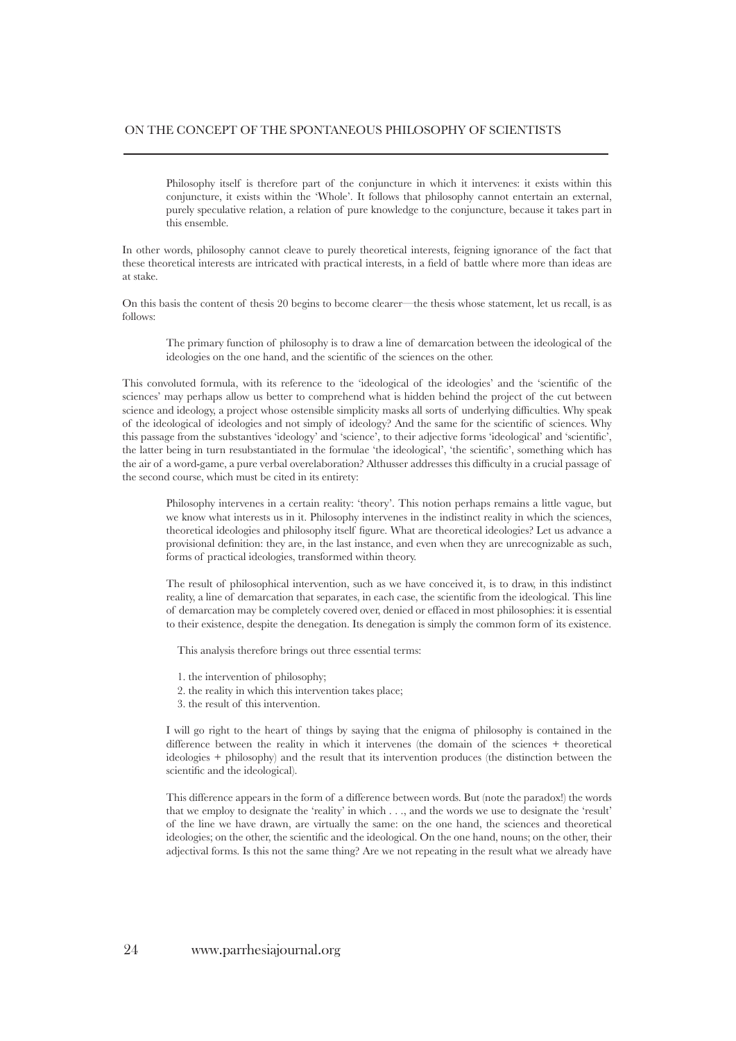> Philosophy itself is therefore part of the conjuncture in which it intervenes: it exists within this conjuncture, it exists within the 'Whole'. It follows that philosophy cannot entertain an external, purely speculative relation, a relation of pure knowledge to the conjuncture, because it takes part in this ensemble.

In other words, philosophy cannot cleave to purely theoretical interests, feigning ignorance of the fact that these theoretical interests are intricated with practical interests, in a field of battle where more than ideas are at stake.

On this basis the content of thesis 20 begins to become clearer—the thesis whose statement, let us recall, is as follows:

> The primary function of philosophy is to draw a line of demarcation between the ideological of the ideologies on the one hand, and the scientific of the sciences on the other.

This convoluted formula, with its reference to the 'ideological of the ideologies' and the 'scientific of the sciences' may perhaps allow us better to comprehend what is hidden behind the project of the cut between science and ideology, a project whose ostensible simplicity masks all sorts of underlying difficulties. Why speak of the ideological of ideologies and not simply of ideology? And the same for the scientific of sciences. Why this passage from the substantives 'ideology' and 'science', to their adjective forms 'ideological' and 'scientific', the latter being in turn resubstantiated in the formulae 'the ideological', 'the scientific', something which has the air of a word-game, a pure verbal overelaboration? Althusser addresses this difficulty in a crucial passage of the second course, which must be cited in its entirety:

> Philosophy intervenes in a certain reality: 'theory'. This notion perhaps remains a little vague, but we know what interests us in it. Philosophy intervenes in the indistinct reality in which the sciences, theoretical ideologies and philosophy itself figure. What are theoretical ideologies? Let us advance a provisional definition: they are, in the last instance, and even when they are unrecognizable as such, forms of practical ideologies, transformed within theory.
>
> The result of philosophical intervention, such as we have conceived it, is to draw, in this indistinct reality, a line of demarcation that separates, in each case, the scientific from the ideological. This line of demarcation may be completely covered over, denied or effaced in most philosophies: it is essential to their existence, despite the denegation. Its denegation is simply the common form of its existence.
>
> This analysis therefore brings out three essential terms:
>
> 1. the intervention of philosophy;
> 2. the reality in which this intervention takes place;
> 3. the result of this intervention.
>
> I will go right to the heart of things by saying that the enigma of philosophy is contained in the difference between the reality in which it intervenes (the domain of the sciences + theoretical ideologies + philosophy) and the result that its intervention produces (the distinction between the scientific and the ideological).
>
> This difference appears in the form of a difference between words. But (note the paradox!) the words that we employ to designate the 'reality' in which . . ., and the words we use to designate the 'result' of the line we have drawn, are virtually the same: on the one hand, the sciences and theoretical ideologies; on the other, the scientific and the ideological. On the one hand, nouns; on the other, their adjectival forms. Is this not the same thing? Are we not repeating in the result what we already have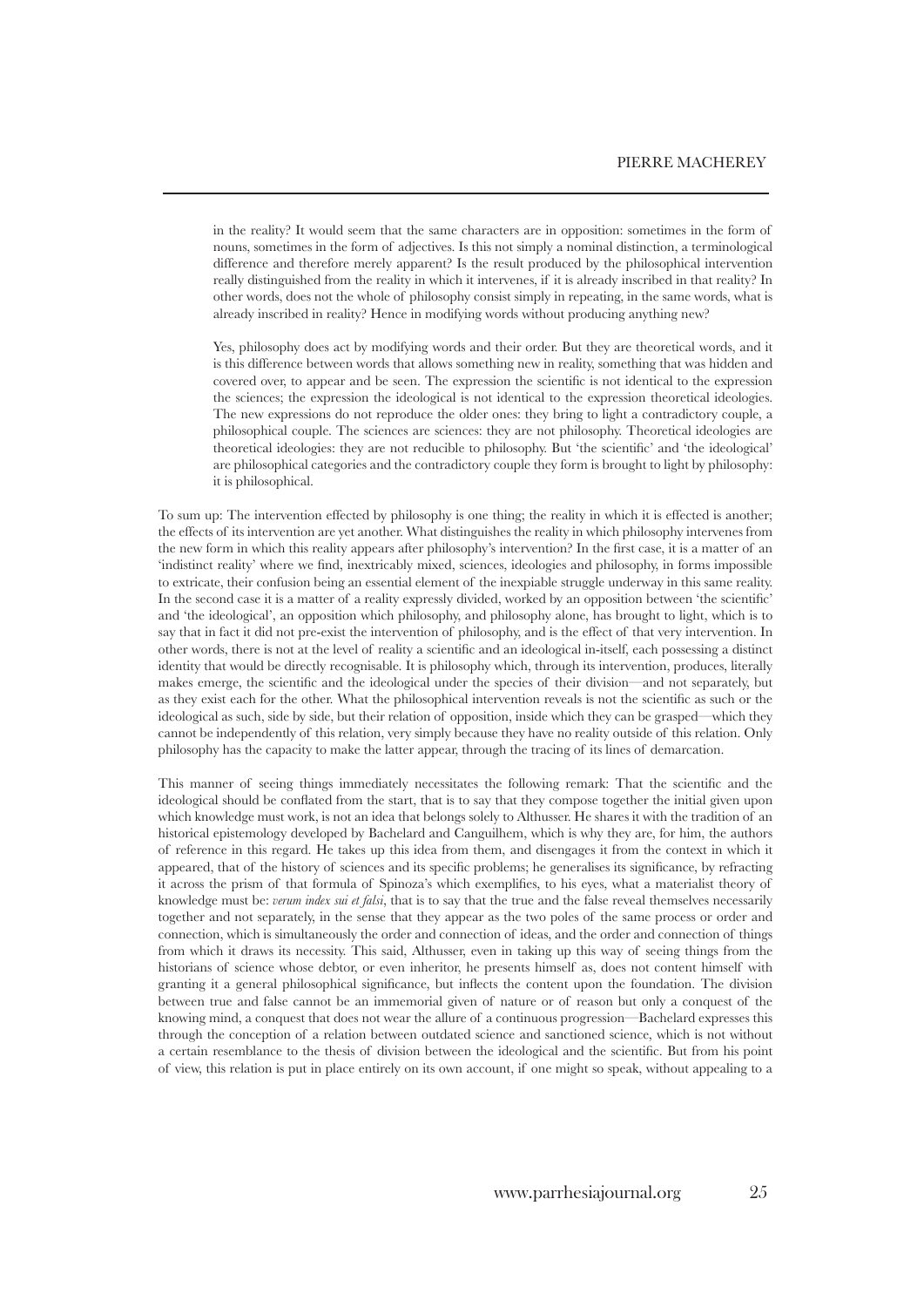> in the reality? It would seem that the same characters are in opposition: sometimes in the form of nouns, sometimes in the form of adjectives. Is this not simply a nominal distinction, a terminological difference and therefore merely apparent? Is the result produced by the philosophical intervention really distinguished from the reality in which it intervenes, if it is already inscribed in that reality? In other words, does not the whole of philosophy consist simply in repeating, in the same words, what is already inscribed in reality? Hence in modifying words without producing anything new?
>
> Yes, philosophy does act by modifying words and their order. But they are theoretical words, and it is this difference between words that allows something new in reality, something that was hidden and covered over, to appear and be seen. The expression the scientific is not identical to the expression the sciences; the expression the ideological is not identical to the expression theoretical ideologies. The new expressions do not reproduce the older ones: they bring to light a contradictory couple, a philosophical couple. The sciences are sciences: they are not philosophy. Theoretical ideologies are theoretical ideologies: they are not reducible to philosophy. But 'the scientific' and 'the ideological' are philosophical categories and the contradictory couple they form is brought to light by philosophy: it is philosophical.

To sum up: The intervention effected by philosophy is one thing; the reality in which it is effected is another; the effects of its intervention are yet another. What distinguishes the reality in which philosophy intervenes from the new form in which this reality appears after philosophy's intervention? In the first case, it is a matter of an 'indistinct reality' where we find, inextricably mixed, sciences, ideologies and philosophy, in forms impossible to extricate, their confusion being an essential element of the inexpiable struggle underway in this same reality. In the second case it is a matter of a reality expressly divided, worked by an opposition between 'the scientific' and 'the ideological', an opposition which philosophy, and philosophy alone, has brought to light, which is to say that in fact it did not pre-exist the intervention of philosophy, and is the effect of that very intervention. In other words, there is not at the level of reality a scientific and an ideological in-itself, each possessing a distinct identity that would be directly recognisable. It is philosophy which, through its intervention, produces, literally makes emerge, the scientific and the ideological under the species of their division—and not separately, but as they exist each for the other. What the philosophical intervention reveals is not the scientific as such or the ideological as such, side by side, but their relation of opposition, inside which they can be grasped—which they cannot be independently of this relation, very simply because they have no reality outside of this relation. Only philosophy has the capacity to make the latter appear, through the tracing of its lines of demarcation.

This manner of seeing things immediately necessitates the following remark: That the scientific and the ideological should be conflated from the start, that is to say that they compose together the initial given upon which knowledge must work, is not an idea that belongs solely to Althusser. He shares it with the tradition of an historical epistemology developed by Bachelard and Canguilhem, which is why they are, for him, the authors of reference in this regard. He takes up this idea from them, and disengages it from the context in which it appeared, that of the history of sciences and its specific problems; he generalises its significance, by refracting it across the prism of that formula of Spinoza's which exemplifies, to his eyes, what a materialist theory of knowledge must be: *verum index sui et falsi*, that is to say that the true and the false reveal themselves necessarily together and not separately, in the sense that they appear as the two poles of the same process or order and connection, which is simultaneously the order and connection of ideas, and the order and connection of things from which it draws its necessity. This said, Althusser, even in taking up this way of seeing things from the historians of science whose debtor, or even inheritor, he presents himself as, does not content himself with granting it a general philosophical significance, but inflects the content upon the foundation. The division between true and false cannot be an immemorial given of nature or of reason but only a conquest of the knowing mind, a conquest that does not wear the allure of a continuous progression—Bachelard expresses this through the conception of a relation between outdated science and sanctioned science, which is not without a certain resemblance to the thesis of division between the ideological and the scientific. But from his point of view, this relation is put in place entirely on its own account, if one might so speak, without appealing to a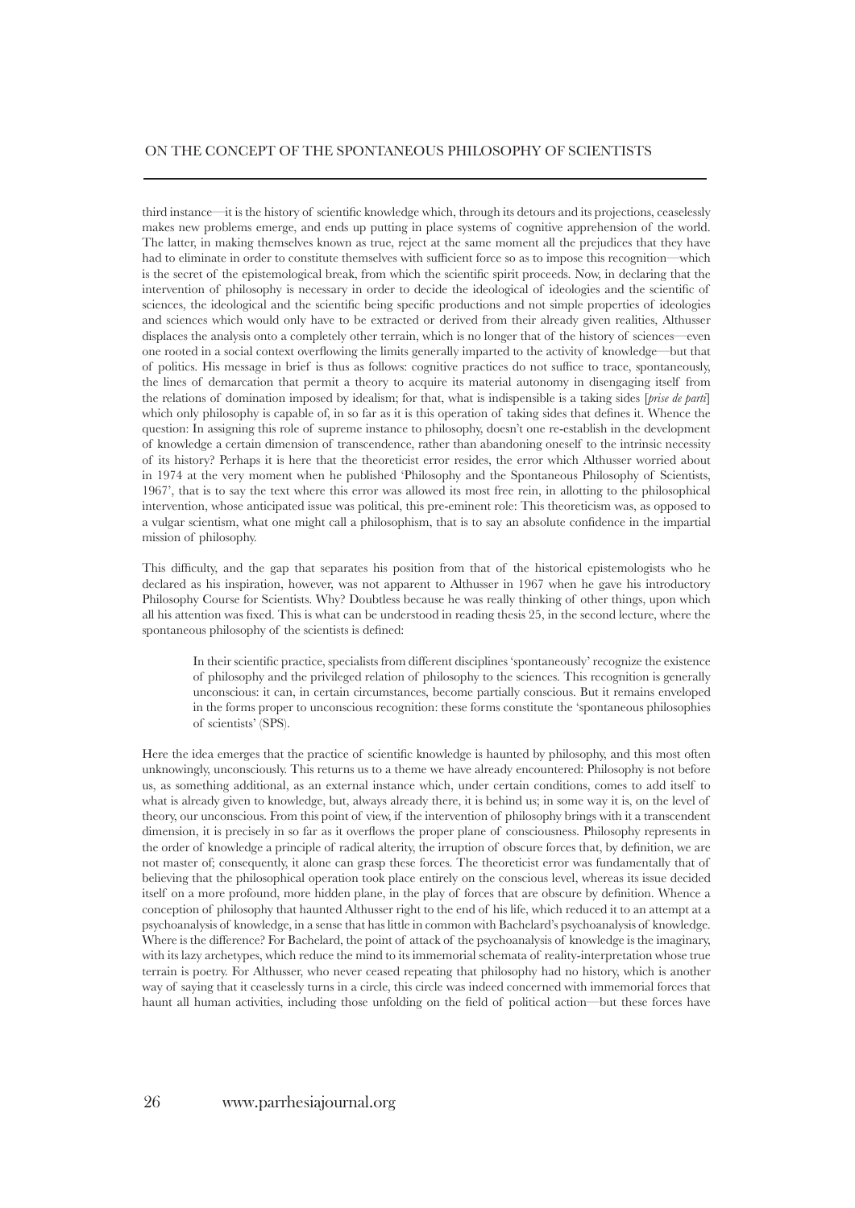third instance—it is the history of scientific knowledge which, through its detours and its projections, ceaselessly makes new problems emerge, and ends up putting in place systems of cognitive apprehension of the world. The latter, in making themselves known as true, reject at the same moment all the prejudices that they have had to eliminate in order to constitute themselves with sufficient force so as to impose this recognition—which is the secret of the epistemological break, from which the scientific spirit proceeds. Now, in declaring that the intervention of philosophy is necessary in order to decide the ideological of ideologies and the scientific of sciences, the ideological and the scientific being specific productions and not simple properties of ideologies and sciences which would only have to be extracted or derived from their already given realities, Althusser displaces the analysis onto a completely other terrain, which is no longer that of the history of sciences—even one rooted in a social context overflowing the limits generally imparted to the activity of knowledge—but that of politics. His message in brief is thus as follows: cognitive practices do not suffice to trace, spontaneously, the lines of demarcation that permit a theory to acquire its material autonomy in disengaging itself from the relations of domination imposed by idealism; for that, what is indispensible is a taking sides [*prise de parti*] which only philosophy is capable of, in so far as it is this operation of taking sides that defines it. Whence the question: In assigning this role of supreme instance to philosophy, doesn't one re-establish in the development of knowledge a certain dimension of transcendence, rather than abandoning oneself to the intrinsic necessity of its history? Perhaps it is here that the theoreticist error resides, the error which Althusser worried about in 1974 at the very moment when he published 'Philosophy and the Spontaneous Philosophy of Scientists, 1967', that is to say the text where this error was allowed its most free rein, in allotting to the philosophical intervention, whose anticipated issue was political, this pre-eminent role: This theoreticism was, as opposed to a vulgar scientism, what one might call a philosophism, that is to say an absolute confidence in the impartial mission of philosophy.

This difficulty, and the gap that separates his position from that of the historical epistemologists who he declared as his inspiration, however, was not apparent to Althusser in 1967 when he gave his introductory Philosophy Course for Scientists. Why? Doubtless because he was really thinking of other things, upon which all his attention was fixed. This is what can be understood in reading thesis 25, in the second lecture, where the spontaneous philosophy of the scientists is defined:

> In their scientific practice, specialists from different disciplines 'spontaneously' recognize the existence of philosophy and the privileged relation of philosophy to the sciences. This recognition is generally unconscious: it can, in certain circumstances, become partially conscious. But it remains enveloped in the forms proper to unconscious recognition: these forms constitute the 'spontaneous philosophies of scientists' (SPS).

Here the idea emerges that the practice of scientific knowledge is haunted by philosophy, and this most often unknowingly, unconsciously. This returns us to a theme we have already encountered: Philosophy is not before us, as something additional, as an external instance which, under certain conditions, comes to add itself to what is already given to knowledge, but, always already there, it is behind us; in some way it is, on the level of theory, our unconscious. From this point of view, if the intervention of philosophy brings with it a transcendent dimension, it is precisely in so far as it overflows the proper plane of consciousness. Philosophy represents in the order of knowledge a principle of radical alterity, the irruption of obscure forces that, by definition, we are not master of; consequently, it alone can grasp these forces. The theoreticist error was fundamentally that of believing that the philosophical operation took place entirely on the conscious level, whereas its issue decided itself on a more profound, more hidden plane, in the play of forces that are obscure by definition. Whence a conception of philosophy that haunted Althusser right to the end of his life, which reduced it to an attempt at a psychoanalysis of knowledge, in a sense that has little in common with Bachelard's psychoanalysis of knowledge. Where is the difference? For Bachelard, the point of attack of the psychoanalysis of knowledge is the imaginary, with its lazy archetypes, which reduce the mind to its immemorial schemata of reality-interpretation whose true terrain is poetry. For Althusser, who never ceased repeating that philosophy had no history, which is another way of saying that it ceaselessly turns in a circle, this circle was indeed concerned with immemorial forces that haunt all human activities, including those unfolding on the field of political action—but these forces have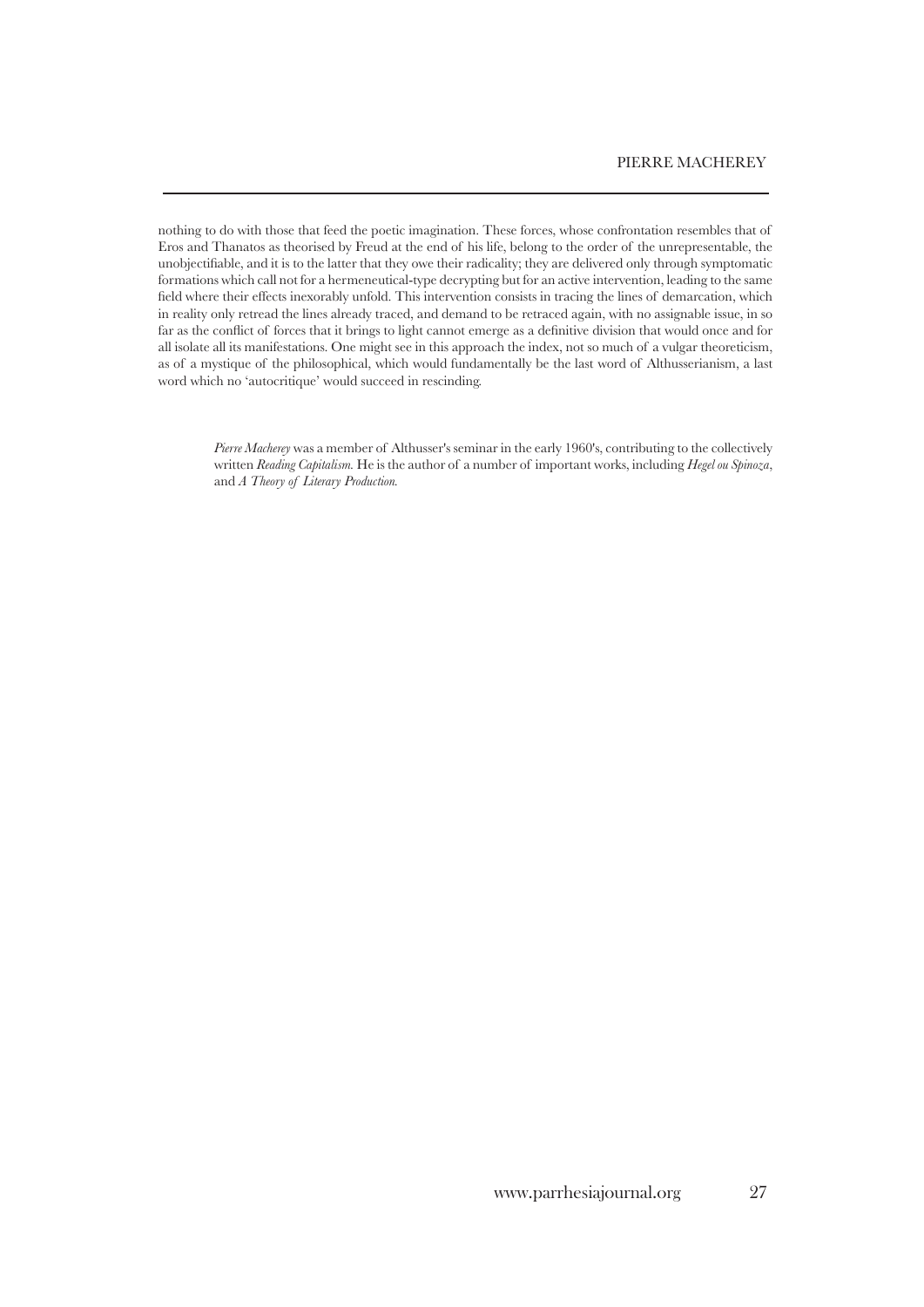nothing to do with those that feed the poetic imagination. These forces, whose confrontation resembles that of Eros and Thanatos as theorised by Freud at the end of his life, belong to the order of the unrepresentable, the unobjectifiable, and it is to the latter that they owe their radicality; they are delivered only through symptomatic formations which call not for a hermeneutical-type decrypting but for an active intervention, leading to the same field where their effects inexorably unfold. This intervention consists in tracing the lines of demarcation, which in reality only retread the lines already traced, and demand to be retraced again, with no assignable issue, in so far as the conflict of forces that it brings to light cannot emerge as a definitive division that would once and for all isolate all its manifestations. One might see in this approach the index, not so much of a vulgar theoreticism, as of a mystique of the philosophical, which would fundamentally be the last word of Althusserianism, a last word which no 'autocritique' would succeed in rescinding.

*Pierre Macherey* was a member of Althusser's seminar in the early 1960's, contributing to the collectively written *Reading Capitalism*. He is the author of a number of important works, including *Hegel ou Spinoza*, and *A Theory of Literary Production*.